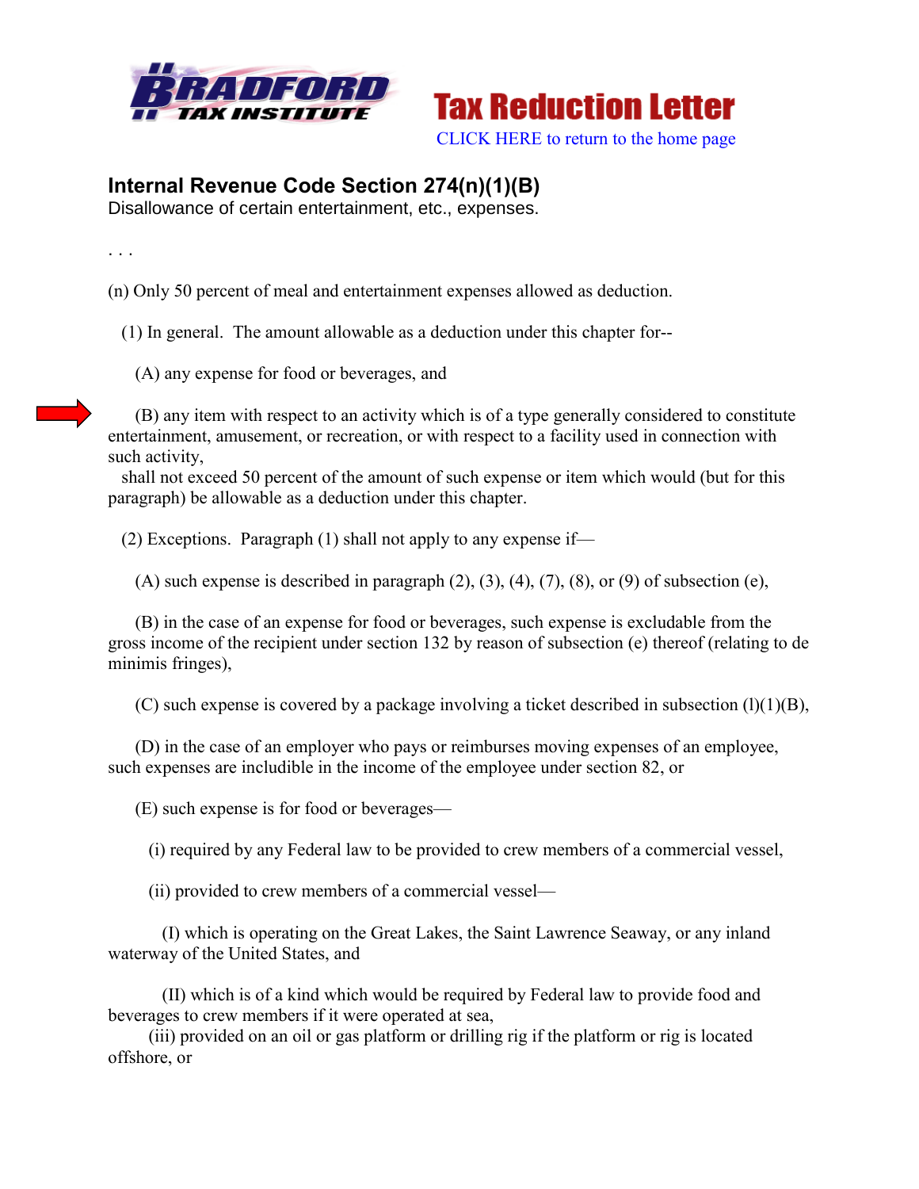Tax Reduction Letter

CLICK HERE to return to the home page

## Internal Revenue Code Section 274(n)(1)(B)

Disallowance of certain entertainment, etc., expenses.

. . .

(n) Only 50 percent of meal and entertainment expenses allowed as deduction.

(1) In general. The amount allowable as a deduction under this chapter for--

(A) any expense for food or beverages, and

(B) any item with respect to an activity which is of a type generally considered to constitute entertainment, amusement, or recreation, or with respect to a facility used in connection with such activity,

shall not exceed 50 percent of the amount of such expense or item which would (but for this paragraph) be allowable as a deduction under this chapter.

(2) Exceptions. Paragraph (1) shall not apply to any expense if—

(A) such expense is described in paragraph (2), (3), (4), (7), (8), or (9) of subsection (e),

(B) in the case of an expense for food or beverages, such expense is excludable from the gross income of the recipient under section 132 by reason of subsection (e) thereof (relating to de minimis fringes),

(C) such expense is covered by a package involving a ticket described in subsection (l)(1)(B),

(D) in the case of an employer who pays or reimburses moving expenses of an employee, such expenses are includible in the income of the employee under section 82, or

(E) such expense is for food or beverages—

(i) required by any Federal law to be provided to crew members of a commercial vessel,

(ii) provided to crew members of a commercial vessel—

(I) which is operating on the Great Lakes, the Saint Lawrence Seaway, or any inland waterway of the United States, and

(II) which is of a kind which would be required by Federal law to provide food and beverages to crew members if it were operated at sea,

(iii) provided on an oil or gas platform or drilling rig if the platform or rig is located offshore, or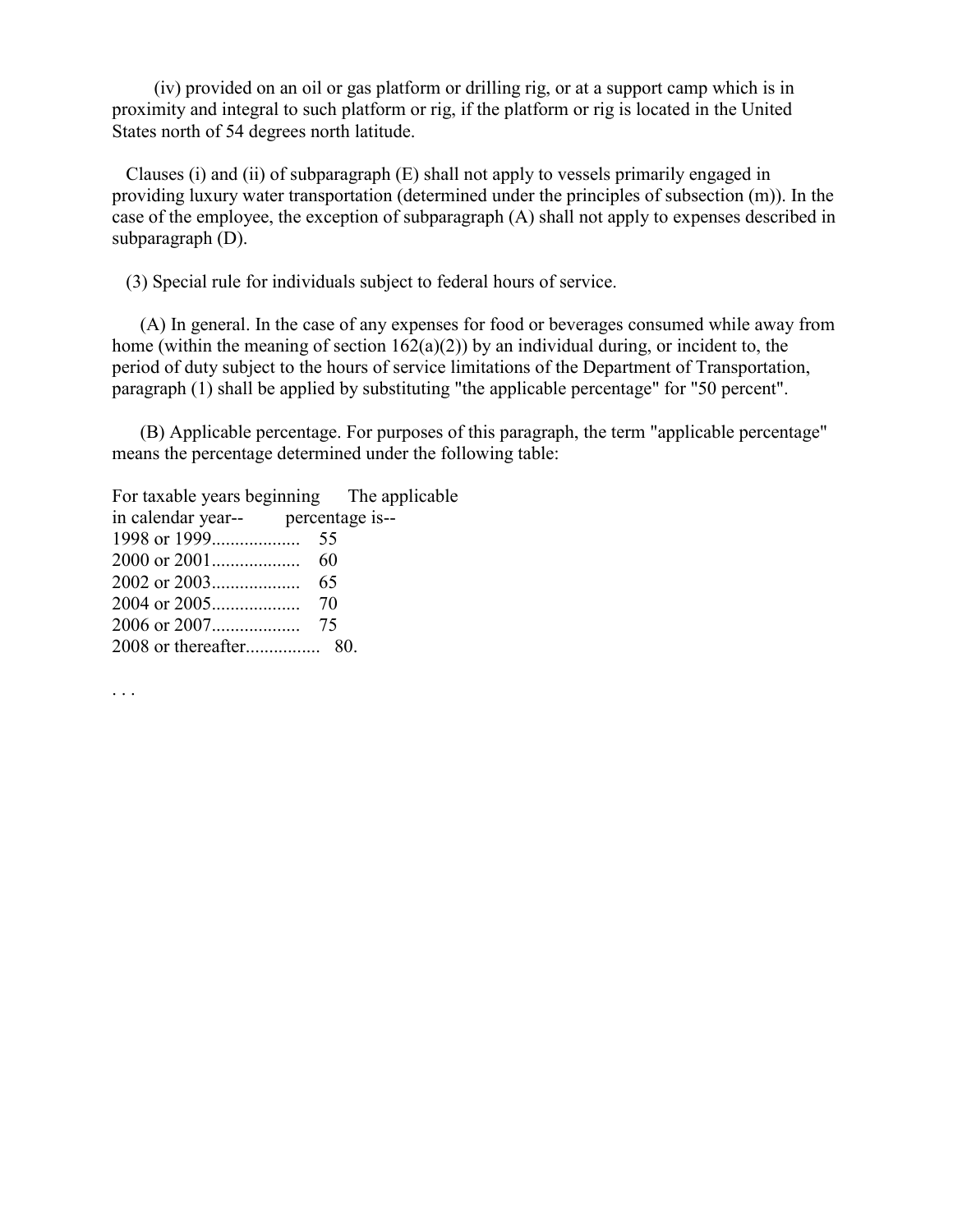(iv) provided on an oil or gas platform or drilling rig, or at a support camp which is in proximity and integral to such platform or rig, if the platform or rig is located in the United States north of 54 degrees north latitude.

Clauses (i) and (ii) of subparagraph (E) shall not apply to vessels primarily engaged in providing luxury water transportation (determined under the principles of subsection (m)). In the case of the employee, the exception of subparagraph (A) shall not apply to expenses described in subparagraph (D).

(3) Special rule for individuals subject to federal hours of service.

(A) In general. In the case of any expenses for food or beverages consumed while away from home (within the meaning of section 162(a)(2)) by an individual during, or incident to, the period of duty subject to the hours of service limitations of the Department of Transportation, paragraph (1) shall be applied by substituting "the applicable percentage" for "50 percent".

(B) Applicable percentage. For purposes of this paragraph, the term "applicable percentage" means the percentage determined under the following table:

| For taxable years beginning in calendar year-- | The applicable percentage is-- |
|---|---|
| 1998 or 1999.................. | 55 |
| 2000 or 2001.................. | 60 |
| 2002 or 2003.................. | 65 |
| 2004 or 2005.................. | 70 |
| 2006 or 2007.................. | 75 |
| 2008 or thereafter................ | 80. |

. . .